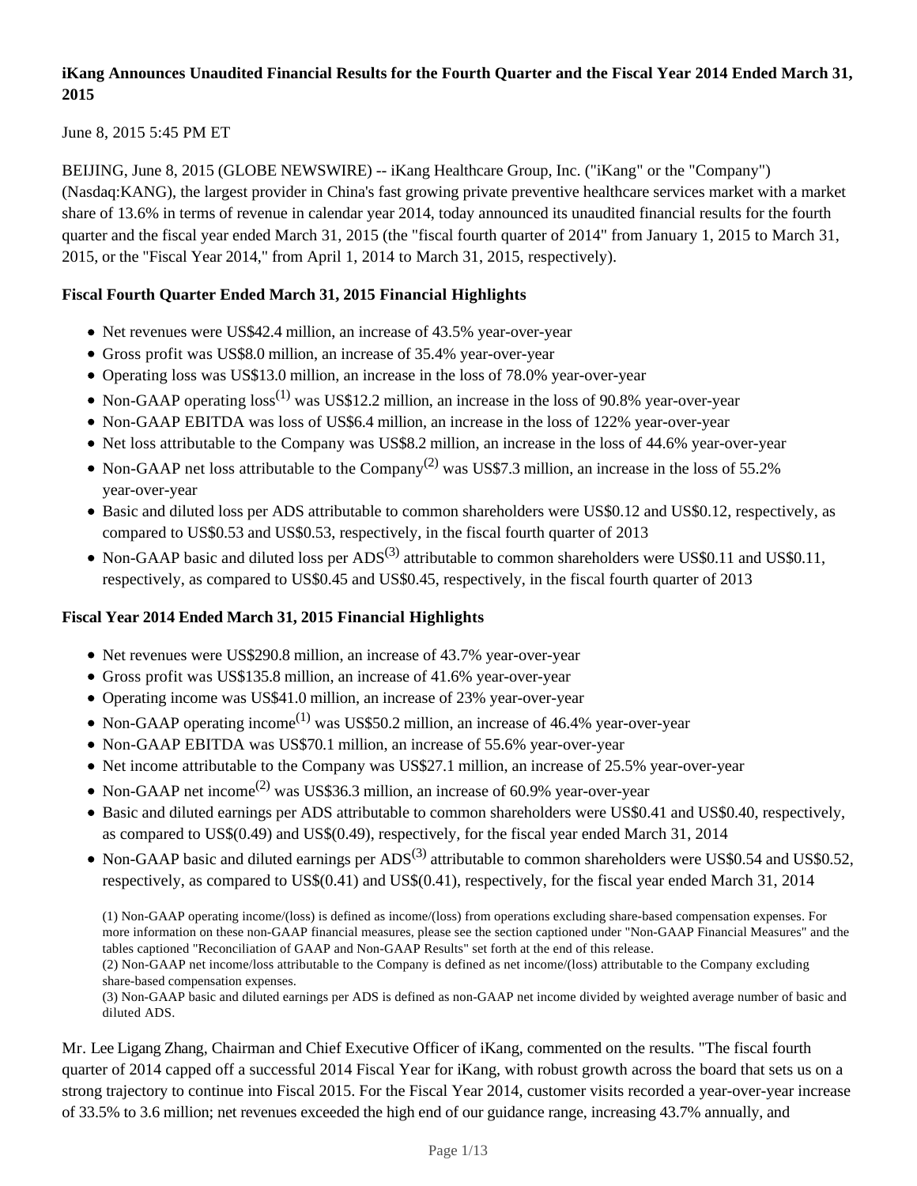**iKang Announces Unaudited Financial Results for the Fourth Quarter and the Fiscal Year 2014 Ended March 31, 2015**

June 8, 2015 5:45 PM ET

BEIJING, June 8, 2015 (GLOBE NEWSWIRE) -- iKang Healthcare Group, Inc. ("iKang" or the "Company") (Nasdaq:KANG), the largest provider in China's fast growing private preventive healthcare services market with a market share of 13.6% in terms of revenue in calendar year 2014, today announced its unaudited financial results for the fourth quarter and the fiscal year ended March 31, 2015 (the "fiscal fourth quarter of 2014" from January 1, 2015 to March 31, 2015, or the "Fiscal Year 2014," from April 1, 2014 to March 31, 2015, respectively).

**Fiscal Fourth Quarter Ended March 31, 2015 Financial Highlights**

- Net revenues were US$42.4 million, an increase of 43.5% year-over-year
- Gross profit was US$8.0 million, an increase of 35.4% year-over-year
- Operating loss was US$13.0 million, an increase in the loss of 78.0% year-over-year
- Non-GAAP operating loss(1) was US$12.2 million, an increase in the loss of 90.8% year-over-year
- Non-GAAP EBITDA was loss of US$6.4 million, an increase in the loss of 122% year-over-year
- Net loss attributable to the Company was US$8.2 million, an increase in the loss of 44.6% year-over-year
- Non-GAAP net loss attributable to the Company(2) was US$7.3 million, an increase in the loss of 55.2% year-over-year
- Basic and diluted loss per ADS attributable to common shareholders were US$0.12 and US$0.12, respectively, as compared to US$0.53 and US$0.53, respectively, in the fiscal fourth quarter of 2013
- Non-GAAP basic and diluted loss per ADS(3) attributable to common shareholders were US$0.11 and US$0.11, respectively, as compared to US$0.45 and US$0.45, respectively, in the fiscal fourth quarter of 2013

**Fiscal Year 2014 Ended March 31, 2015 Financial Highlights**

- Net revenues were US$290.8 million, an increase of 43.7% year-over-year
- Gross profit was US$135.8 million, an increase of 41.6% year-over-year
- Operating income was US$41.0 million, an increase of 23% year-over-year
- Non-GAAP operating income(1) was US$50.2 million, an increase of 46.4% year-over-year
- Non-GAAP EBITDA was US$70.1 million, an increase of 55.6% year-over-year
- Net income attributable to the Company was US$27.1 million, an increase of 25.5% year-over-year
- Non-GAAP net income(2) was US$36.3 million, an increase of 60.9% year-over-year
- Basic and diluted earnings per ADS attributable to common shareholders were US$0.41 and US$0.40, respectively, as compared to US$(0.49) and US$(0.49), respectively, for the fiscal year ended March 31, 2014
- Non-GAAP basic and diluted earnings per ADS(3) attributable to common shareholders were US$0.54 and US$0.52, respectively, as compared to US$(0.41) and US$(0.41), respectively, for the fiscal year ended March 31, 2014

(1) Non-GAAP operating income/(loss) is defined as income/(loss) from operations excluding share-based compensation expenses. For more information on these non-GAAP financial measures, please see the section captioned under "Non-GAAP Financial Measures" and the tables captioned "Reconciliation of GAAP and Non-GAAP Results" set forth at the end of this release.
(2) Non-GAAP net income/loss attributable to the Company is defined as net income/(loss) attributable to the Company excluding share-based compensation expenses.
(3) Non-GAAP basic and diluted earnings per ADS is defined as non-GAAP net income divided by weighted average number of basic and diluted ADS.

Mr. Lee Ligang Zhang, Chairman and Chief Executive Officer of iKang, commented on the results. "The fiscal fourth quarter of 2014 capped off a successful 2014 Fiscal Year for iKang, with robust growth across the board that sets us on a strong trajectory to continue into Fiscal 2015. For the Fiscal Year 2014, customer visits recorded a year-over-year increase of 33.5% to 3.6 million; net revenues exceeded the high end of our guidance range, increasing 43.7% annually, and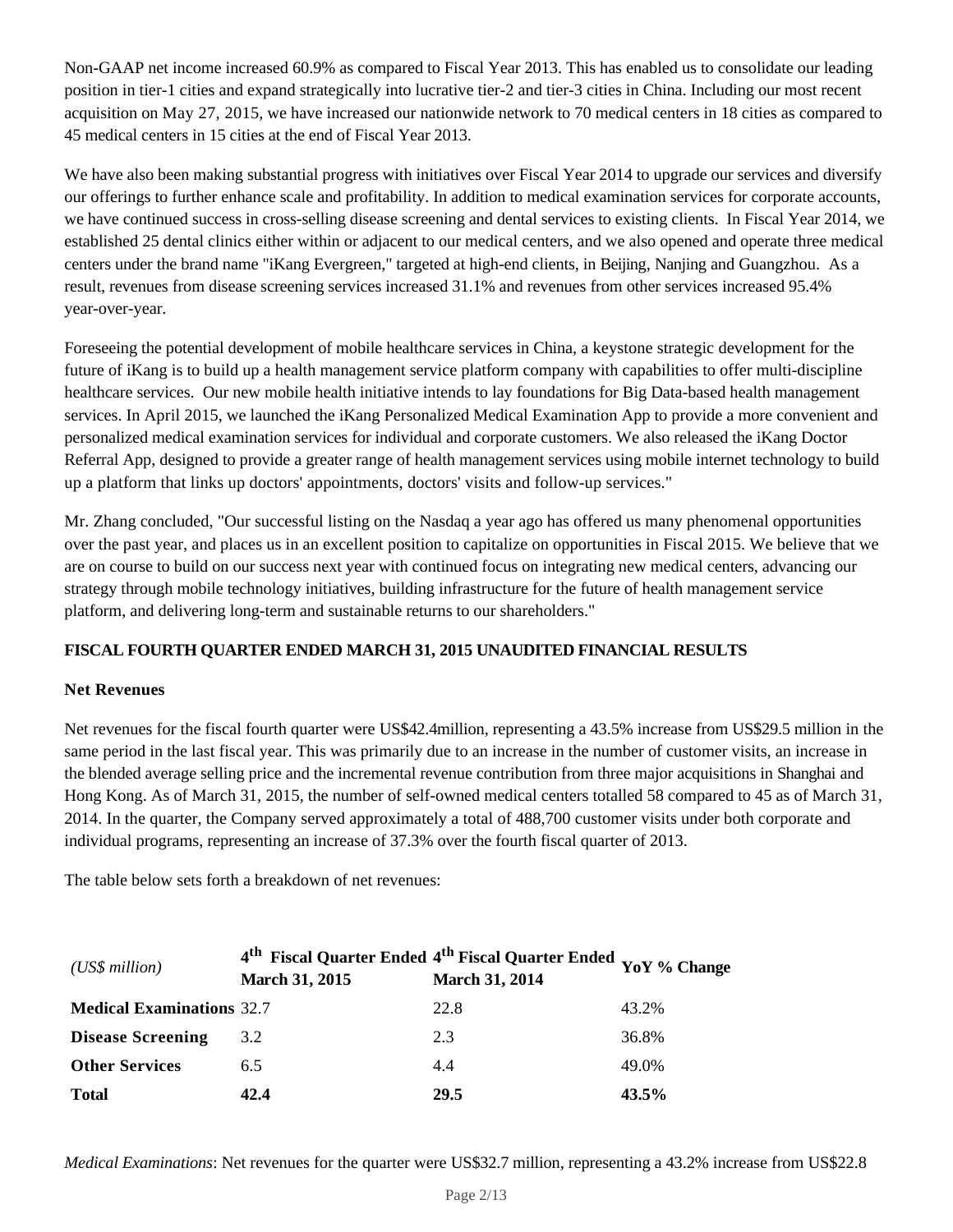Non-GAAP net income increased 60.9% as compared to Fiscal Year 2013. This has enabled us to consolidate our leading position in tier-1 cities and expand strategically into lucrative tier-2 and tier-3 cities in China. Including our most recent acquisition on May 27, 2015, we have increased our nationwide network to 70 medical centers in 18 cities as compared to 45 medical centers in 15 cities at the end of Fiscal Year 2013.

We have also been making substantial progress with initiatives over Fiscal Year 2014 to upgrade our services and diversify our offerings to further enhance scale and profitability. In addition to medical examination services for corporate accounts, we have continued success in cross-selling disease screening and dental services to existing clients. In Fiscal Year 2014, we established 25 dental clinics either within or adjacent to our medical centers, and we also opened and operate three medical centers under the brand name "iKang Evergreen," targeted at high-end clients, in Beijing, Nanjing and Guangzhou. As a result, revenues from disease screening services increased 31.1% and revenues from other services increased 95.4% year-over-year.

Foreseeing the potential development of mobile healthcare services in China, a keystone strategic development for the future of iKang is to build up a health management service platform company with capabilities to offer multi-discipline healthcare services. Our new mobile health initiative intends to lay foundations for Big Data-based health management services. In April 2015, we launched the iKang Personalized Medical Examination App to provide a more convenient and personalized medical examination services for individual and corporate customers. We also released the iKang Doctor Referral App, designed to provide a greater range of health management services using mobile internet technology to build up a platform that links up doctors' appointments, doctors' visits and follow-up services."

Mr. Zhang concluded, "Our successful listing on the Nasdaq a year ago has offered us many phenomenal opportunities over the past year, and places us in an excellent position to capitalize on opportunities in Fiscal 2015. We believe that we are on course to build on our success next year with continued focus on integrating new medical centers, advancing our strategy through mobile technology initiatives, building infrastructure for the future of health management service platform, and delivering long-term and sustainable returns to our shareholders."

**FISCAL FOURTH QUARTER ENDED MARCH 31, 2015 UNAUDITED FINANCIAL RESULTS**

**Net Revenues**

Net revenues for the fiscal fourth quarter were US$42.4million, representing a 43.5% increase from US$29.5 million in the same period in the last fiscal year. This was primarily due to an increase in the number of customer visits, an increase in the blended average selling price and the incremental revenue contribution from three major acquisitions in Shanghai and Hong Kong. As of March 31, 2015, the number of self-owned medical centers totalled 58 compared to 45 as of March 31, 2014. In the quarter, the Company served approximately a total of 488,700 customer visits under both corporate and individual programs, representing an increase of 37.3% over the fourth fiscal quarter of 2013.

The table below sets forth a breakdown of net revenues:

| *(US$ million)* | **4th Fiscal Quarter Ended March 31, 2015** | **4th Fiscal Quarter Ended March 31, 2014** | **YoY % Change** |
|---|---|---|---|
| **Medical Examinations** | 32.7 | 22.8 | 43.2% |
| **Disease Screening** | 3.2 | 2.3 | 36.8% |
| **Other Services** | 6.5 | 4.4 | 49.0% |
| **Total** | **42.4** | **29.5** | **43.5%** |

*Medical Examinations*: Net revenues for the quarter were US$32.7 million, representing a 43.2% increase from US$22.8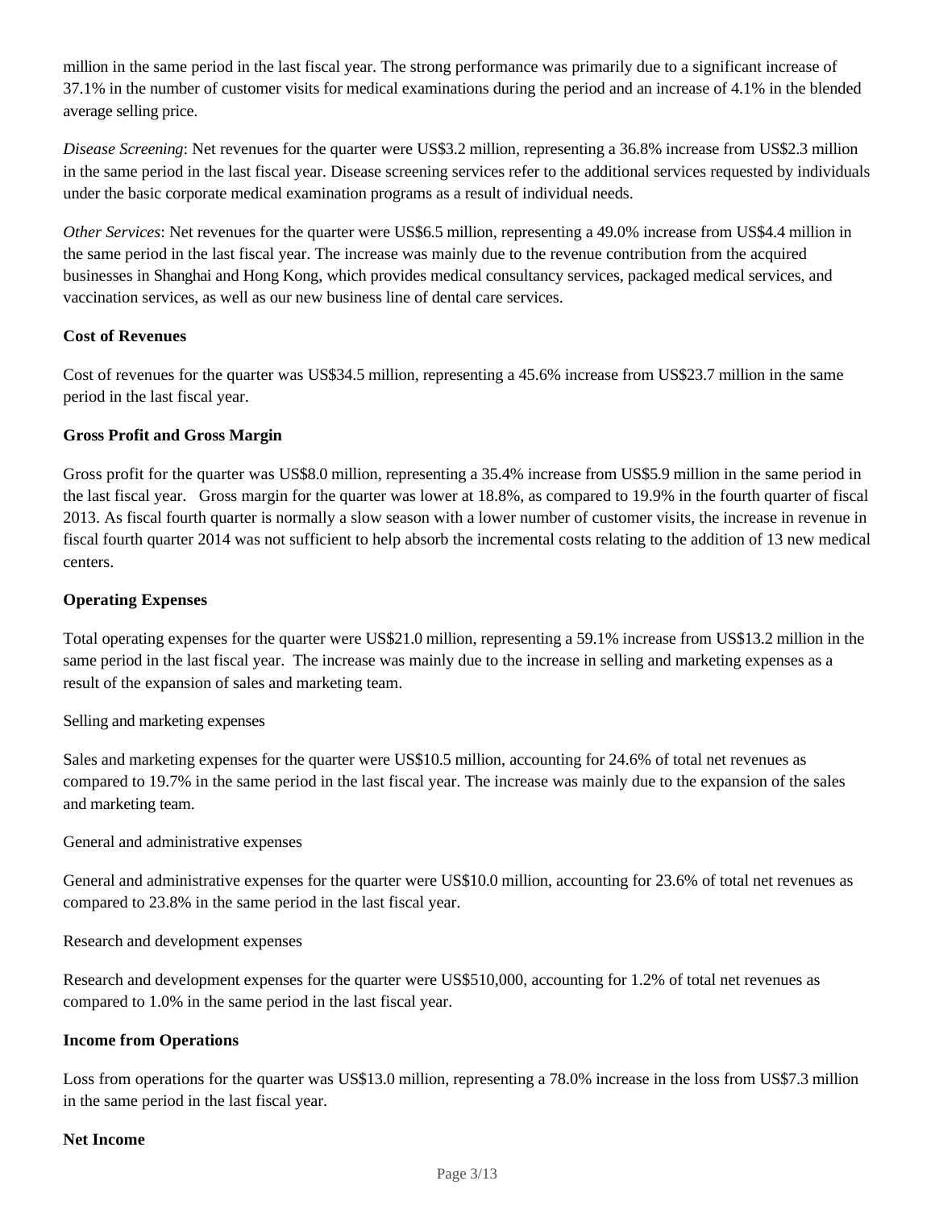million in the same period in the last fiscal year. The strong performance was primarily due to a significant increase of 37.1% in the number of customer visits for medical examinations during the period and an increase of 4.1% in the blended average selling price.

*Disease Screening*: Net revenues for the quarter were US$3.2 million, representing a 36.8% increase from US$2.3 million in the same period in the last fiscal year. Disease screening services refer to the additional services requested by individuals under the basic corporate medical examination programs as a result of individual needs.

*Other Services*: Net revenues for the quarter were US$6.5 million, representing a 49.0% increase from US$4.4 million in the same period in the last fiscal year. The increase was mainly due to the revenue contribution from the acquired businesses in Shanghai and Hong Kong, which provides medical consultancy services, packaged medical services, and vaccination services, as well as our new business line of dental care services.

**Cost of Revenues**

Cost of revenues for the quarter was US$34.5 million, representing a 45.6% increase from US$23.7 million in the same period in the last fiscal year.

**Gross Profit and Gross Margin**

Gross profit for the quarter was US$8.0 million, representing a 35.4% increase from US$5.9 million in the same period in the last fiscal year. Gross margin for the quarter was lower at 18.8%, as compared to 19.9% in the fourth quarter of fiscal 2013. As fiscal fourth quarter is normally a slow season with a lower number of customer visits, the increase in revenue in fiscal fourth quarter 2014 was not sufficient to help absorb the incremental costs relating to the addition of 13 new medical centers.

**Operating Expenses**

Total operating expenses for the quarter were US$21.0 million, representing a 59.1% increase from US$13.2 million in the same period in the last fiscal year. The increase was mainly due to the increase in selling and marketing expenses as a result of the expansion of sales and marketing team.

Selling and marketing expenses

Sales and marketing expenses for the quarter were US$10.5 million, accounting for 24.6% of total net revenues as compared to 19.7% in the same period in the last fiscal year. The increase was mainly due to the expansion of the sales and marketing team.

General and administrative expenses

General and administrative expenses for the quarter were US$10.0 million, accounting for 23.6% of total net revenues as compared to 23.8% in the same period in the last fiscal year.

Research and development expenses

Research and development expenses for the quarter were US$510,000, accounting for 1.2% of total net revenues as compared to 1.0% in the same period in the last fiscal year.

**Income from Operations**

Loss from operations for the quarter was US$13.0 million, representing a 78.0% increase in the loss from US$7.3 million in the same period in the last fiscal year.

**Net Income**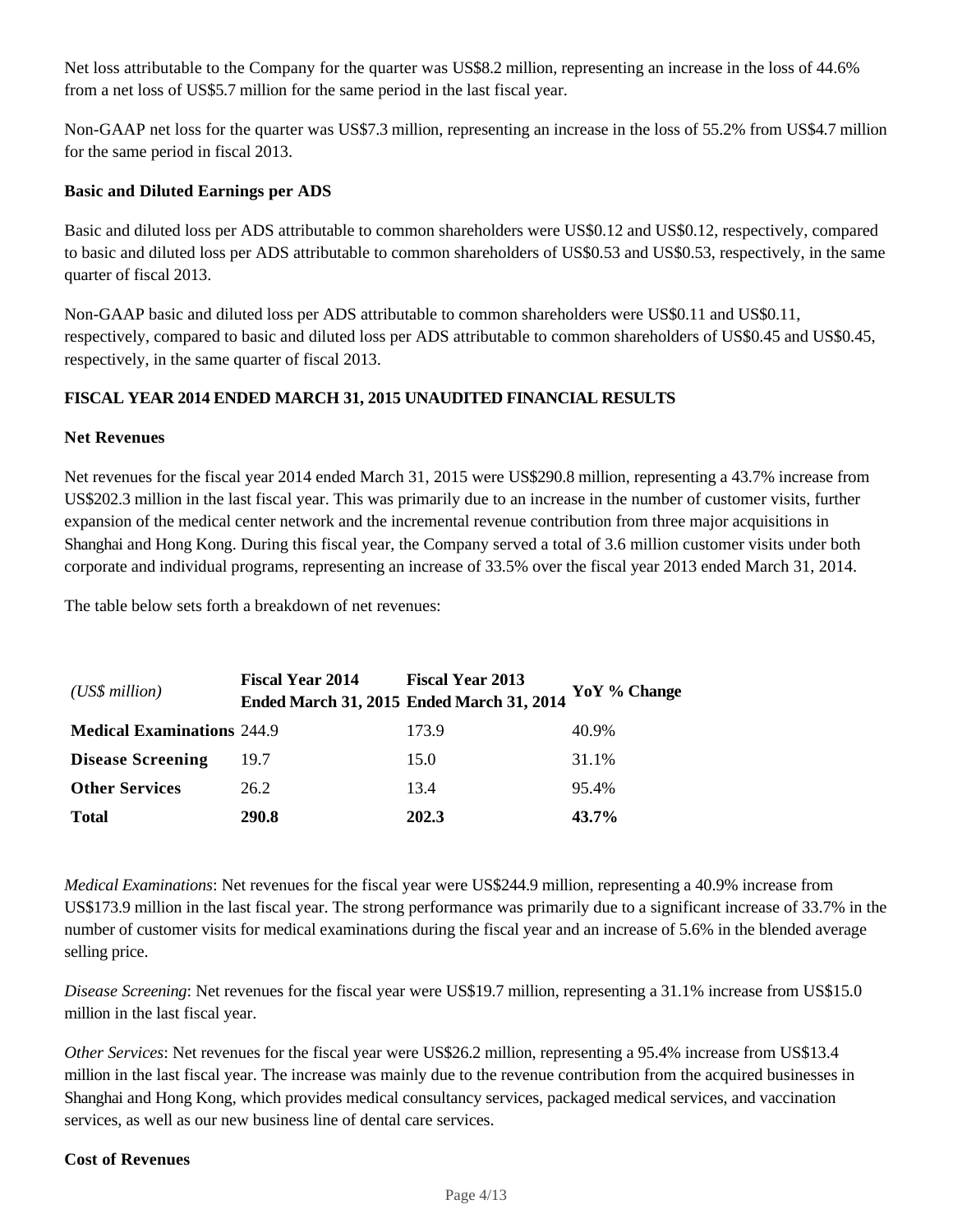Net loss attributable to the Company for the quarter was US$8.2 million, representing an increase in the loss of 44.6% from a net loss of US$5.7 million for the same period in the last fiscal year.

Non-GAAP net loss for the quarter was US$7.3 million, representing an increase in the loss of 55.2% from US$4.7 million for the same period in fiscal 2013.

**Basic and Diluted Earnings per ADS**

Basic and diluted loss per ADS attributable to common shareholders were US$0.12 and US$0.12, respectively, compared to basic and diluted loss per ADS attributable to common shareholders of US$0.53 and US$0.53, respectively, in the same quarter of fiscal 2013.

Non-GAAP basic and diluted loss per ADS attributable to common shareholders were US$0.11 and US$0.11, respectively, compared to basic and diluted loss per ADS attributable to common shareholders of US$0.45 and US$0.45, respectively, in the same quarter of fiscal 2013.

**FISCAL YEAR 2014 ENDED MARCH 31, 2015 UNAUDITED FINANCIAL RESULTS**

**Net Revenues**

Net revenues for the fiscal year 2014 ended March 31, 2015 were US$290.8 million, representing a 43.7% increase from US$202.3 million in the last fiscal year. This was primarily due to an increase in the number of customer visits, further expansion of the medical center network and the incremental revenue contribution from three major acquisitions in Shanghai and Hong Kong. During this fiscal year, the Company served a total of 3.6 million customer visits under both corporate and individual programs, representing an increase of 33.5% over the fiscal year 2013 ended March 31, 2014.

The table below sets forth a breakdown of net revenues:

| *(US$ million)* | **Fiscal Year 2014 Ended March 31, 2015** | **Fiscal Year 2013 Ended March 31, 2014** | **YoY % Change** |
|---|---|---|---|
| **Medical Examinations** | 244.9 | 173.9 | 40.9% |
| **Disease Screening** | 19.7 | 15.0 | 31.1% |
| **Other Services** | 26.2 | 13.4 | 95.4% |
| **Total** | **290.8** | **202.3** | **43.7%** |

*Medical Examinations*: Net revenues for the fiscal year were US$244.9 million, representing a 40.9% increase from US$173.9 million in the last fiscal year. The strong performance was primarily due to a significant increase of 33.7% in the number of customer visits for medical examinations during the fiscal year and an increase of 5.6% in the blended average selling price.

*Disease Screening*: Net revenues for the fiscal year were US$19.7 million, representing a 31.1% increase from US$15.0 million in the last fiscal year.

*Other Services*: Net revenues for the fiscal year were US$26.2 million, representing a 95.4% increase from US$13.4 million in the last fiscal year. The increase was mainly due to the revenue contribution from the acquired businesses in Shanghai and Hong Kong, which provides medical consultancy services, packaged medical services, and vaccination services, as well as our new business line of dental care services.

**Cost of Revenues**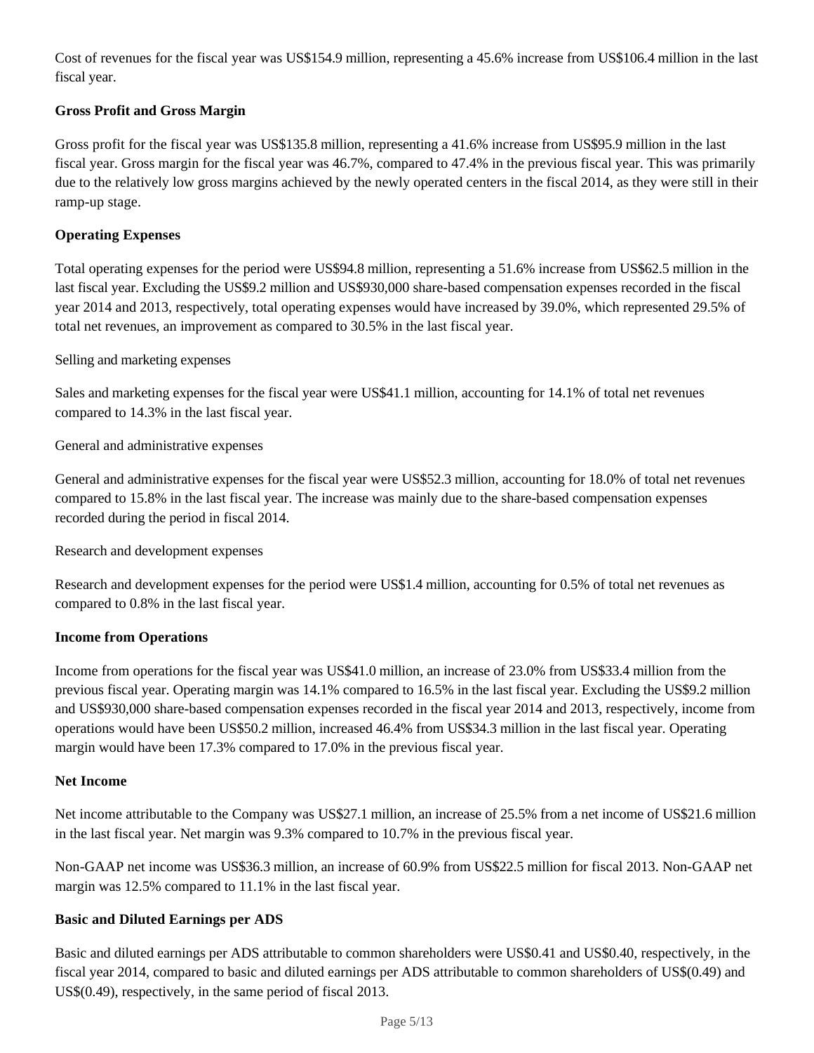Cost of revenues for the fiscal year was US$154.9 million, representing a 45.6% increase from US$106.4 million in the last fiscal year.

**Gross Profit and Gross Margin**

Gross profit for the fiscal year was US$135.8 million, representing a 41.6% increase from US$95.9 million in the last fiscal year. Gross margin for the fiscal year was 46.7%, compared to 47.4% in the previous fiscal year. This was primarily due to the relatively low gross margins achieved by the newly operated centers in the fiscal 2014, as they were still in their ramp-up stage.

**Operating Expenses**

Total operating expenses for the period were US$94.8 million, representing a 51.6% increase from US$62.5 million in the last fiscal year. Excluding the US$9.2 million and US$930,000 share-based compensation expenses recorded in the fiscal year 2014 and 2013, respectively, total operating expenses would have increased by 39.0%, which represented 29.5% of total net revenues, an improvement as compared to 30.5% in the last fiscal year.

Selling and marketing expenses

Sales and marketing expenses for the fiscal year were US$41.1 million, accounting for 14.1% of total net revenues compared to 14.3% in the last fiscal year.

General and administrative expenses

General and administrative expenses for the fiscal year were US$52.3 million, accounting for 18.0% of total net revenues compared to 15.8% in the last fiscal year. The increase was mainly due to the share-based compensation expenses recorded during the period in fiscal 2014.

Research and development expenses

Research and development expenses for the period were US$1.4 million, accounting for 0.5% of total net revenues as compared to 0.8% in the last fiscal year.

**Income from Operations**

Income from operations for the fiscal year was US$41.0 million, an increase of 23.0% from US$33.4 million from the previous fiscal year. Operating margin was 14.1% compared to 16.5% in the last fiscal year. Excluding the US$9.2 million and US$930,000 share-based compensation expenses recorded in the fiscal year 2014 and 2013, respectively, income from operations would have been US$50.2 million, increased 46.4% from US$34.3 million in the last fiscal year. Operating margin would have been 17.3% compared to 17.0% in the previous fiscal year.

**Net Income**

Net income attributable to the Company was US$27.1 million, an increase of 25.5% from a net income of US$21.6 million in the last fiscal year. Net margin was 9.3% compared to 10.7% in the previous fiscal year.

Non-GAAP net income was US$36.3 million, an increase of 60.9% from US$22.5 million for fiscal 2013. Non-GAAP net margin was 12.5% compared to 11.1% in the last fiscal year.

**Basic and Diluted Earnings per ADS**

Basic and diluted earnings per ADS attributable to common shareholders were US$0.41 and US$0.40, respectively, in the fiscal year 2014, compared to basic and diluted earnings per ADS attributable to common shareholders of US$(0.49) and US$(0.49), respectively, in the same period of fiscal 2013.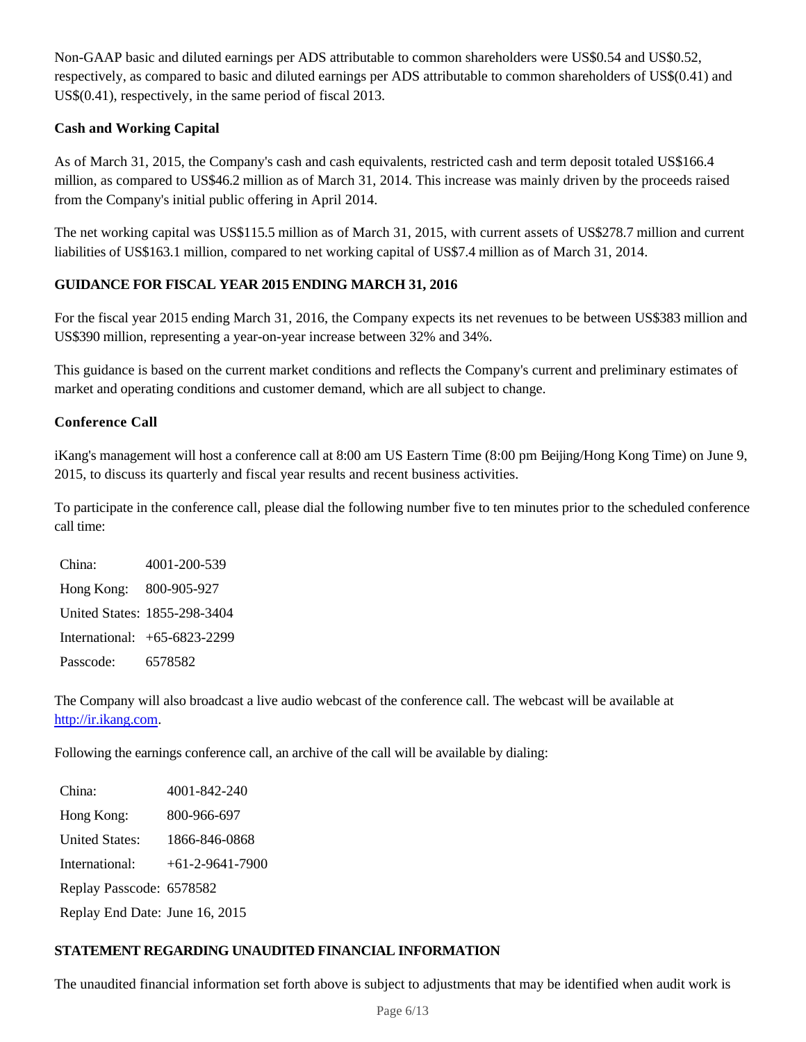Non-GAAP basic and diluted earnings per ADS attributable to common shareholders were US$0.54 and US$0.52, respectively, as compared to basic and diluted earnings per ADS attributable to common shareholders of US$(0.41) and US$(0.41), respectively, in the same period of fiscal 2013.

### Cash and Working Capital

As of March 31, 2015, the Company's cash and cash equivalents, restricted cash and term deposit totaled US$166.4 million, as compared to US$46.2 million as of March 31, 2014. This increase was mainly driven by the proceeds raised from the Company's initial public offering in April 2014.

The net working capital was US$115.5 million as of March 31, 2015, with current assets of US$278.7 million and current liabilities of US$163.1 million, compared to net working capital of US$7.4 million as of March 31, 2014.

## GUIDANCE FOR FISCAL YEAR 2015 ENDING MARCH 31, 2016

For the fiscal year 2015 ending March 31, 2016, the Company expects its net revenues to be between US$383 million and US$390 million, representing a year-on-year increase between 32% and 34%.

This guidance is based on the current market conditions and reflects the Company's current and preliminary estimates of market and operating conditions and customer demand, which are all subject to change.

### Conference Call

iKang's management will host a conference call at 8:00 am US Eastern Time (8:00 pm Beijing/Hong Kong Time) on June 9, 2015, to discuss its quarterly and fiscal year results and recent business activities.

To participate in the conference call, please dial the following number five to ten minutes prior to the scheduled conference call time:

| | |
|---|---|
| China: | 4001-200-539 |
| Hong Kong: | 800-905-927 |
| United States: | 1855-298-3404 |
| International: | +65-6823-2299 |
| Passcode: | 6578582 |

The Company will also broadcast a live audio webcast of the conference call. The webcast will be available at [http://ir.ikang.com](http://ir.ikang.com).

Following the earnings conference call, an archive of the call will be available by dialing:

| | |
|---|---|
| China: | 4001-842-240 |
| Hong Kong: | 800-966-697 |
| United States: | 1866-846-0868 |
| International: | +61-2-9641-7900 |
| Replay Passcode: | 6578582 |
| Replay End Date: | June 16, 2015 |

## STATEMENT REGARDING UNAUDITED FINANCIAL INFORMATION

The unaudited financial information set forth above is subject to adjustments that may be identified when audit work is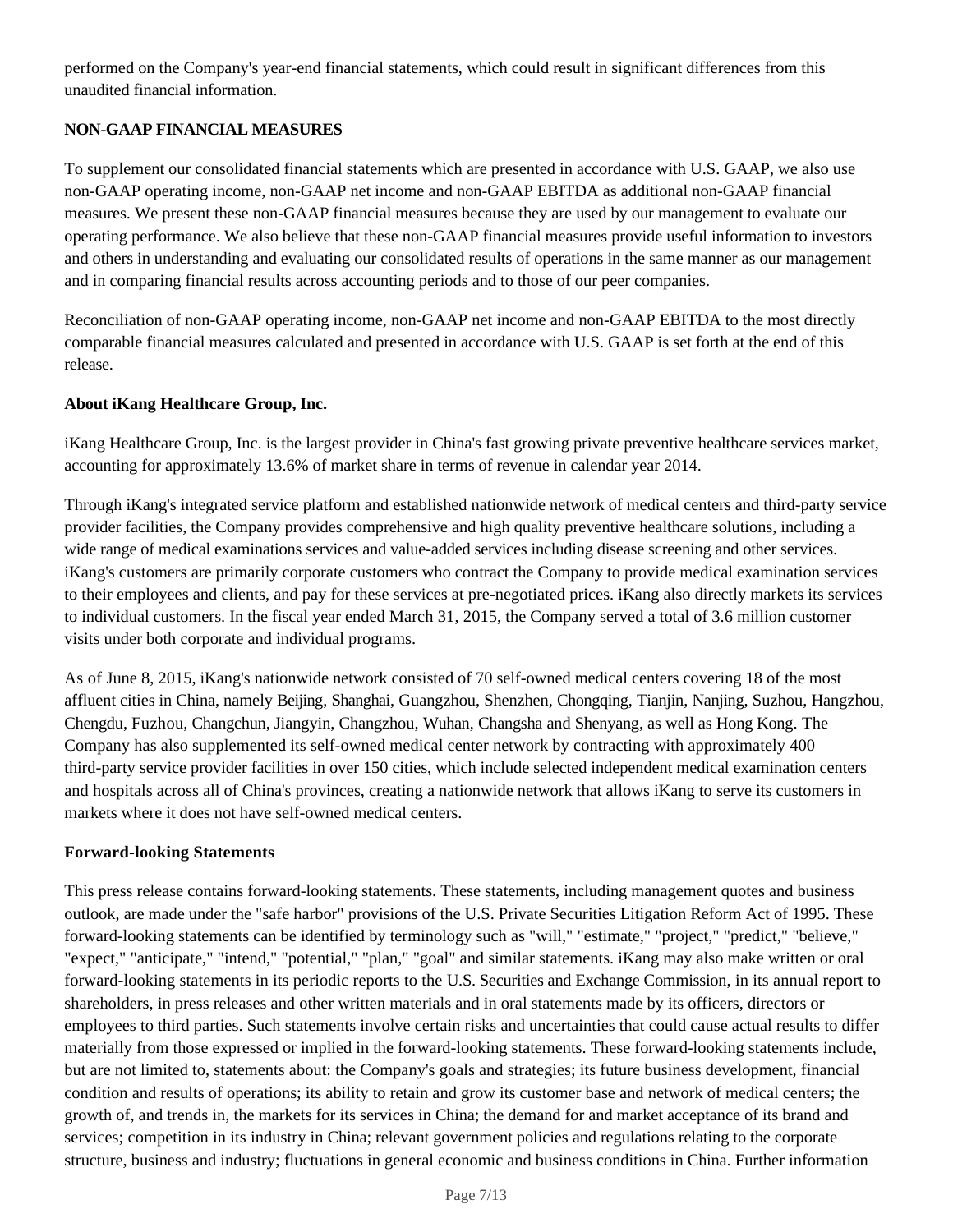performed on the Company's year-end financial statements, which could result in significant differences from this unaudited financial information.

**NON-GAAP FINANCIAL MEASURES**

To supplement our consolidated financial statements which are presented in accordance with U.S. GAAP, we also use non-GAAP operating income, non-GAAP net income and non-GAAP EBITDA as additional non-GAAP financial measures. We present these non-GAAP financial measures because they are used by our management to evaluate our operating performance. We also believe that these non-GAAP financial measures provide useful information to investors and others in understanding and evaluating our consolidated results of operations in the same manner as our management and in comparing financial results across accounting periods and to those of our peer companies.

Reconciliation of non-GAAP operating income, non-GAAP net income and non-GAAP EBITDA to the most directly comparable financial measures calculated and presented in accordance with U.S. GAAP is set forth at the end of this release.

**About iKang Healthcare Group, Inc.**

iKang Healthcare Group, Inc. is the largest provider in China's fast growing private preventive healthcare services market, accounting for approximately 13.6% of market share in terms of revenue in calendar year 2014.

Through iKang's integrated service platform and established nationwide network of medical centers and third-party service provider facilities, the Company provides comprehensive and high quality preventive healthcare solutions, including a wide range of medical examinations services and value-added services including disease screening and other services. iKang's customers are primarily corporate customers who contract the Company to provide medical examination services to their employees and clients, and pay for these services at pre-negotiated prices. iKang also directly markets its services to individual customers. In the fiscal year ended March 31, 2015, the Company served a total of 3.6 million customer visits under both corporate and individual programs.

As of June 8, 2015, iKang's nationwide network consisted of 70 self-owned medical centers covering 18 of the most affluent cities in China, namely Beijing, Shanghai, Guangzhou, Shenzhen, Chongqing, Tianjin, Nanjing, Suzhou, Hangzhou, Chengdu, Fuzhou, Changchun, Jiangyin, Changzhou, Wuhan, Changsha and Shenyang, as well as Hong Kong. The Company has also supplemented its self-owned medical center network by contracting with approximately 400 third-party service provider facilities in over 150 cities, which include selected independent medical examination centers and hospitals across all of China's provinces, creating a nationwide network that allows iKang to serve its customers in markets where it does not have self-owned medical centers.

**Forward-looking Statements**

This press release contains forward-looking statements. These statements, including management quotes and business outlook, are made under the "safe harbor" provisions of the U.S. Private Securities Litigation Reform Act of 1995. These forward-looking statements can be identified by terminology such as "will," "estimate," "project," "predict," "believe," "expect," "anticipate," "intend," "potential," "plan," "goal" and similar statements. iKang may also make written or oral forward-looking statements in its periodic reports to the U.S. Securities and Exchange Commission, in its annual report to shareholders, in press releases and other written materials and in oral statements made by its officers, directors or employees to third parties. Such statements involve certain risks and uncertainties that could cause actual results to differ materially from those expressed or implied in the forward-looking statements. These forward-looking statements include, but are not limited to, statements about: the Company's goals and strategies; its future business development, financial condition and results of operations; its ability to retain and grow its customer base and network of medical centers; the growth of, and trends in, the markets for its services in China; the demand for and market acceptance of its brand and services; competition in its industry in China; relevant government policies and regulations relating to the corporate structure, business and industry; fluctuations in general economic and business conditions in China. Further information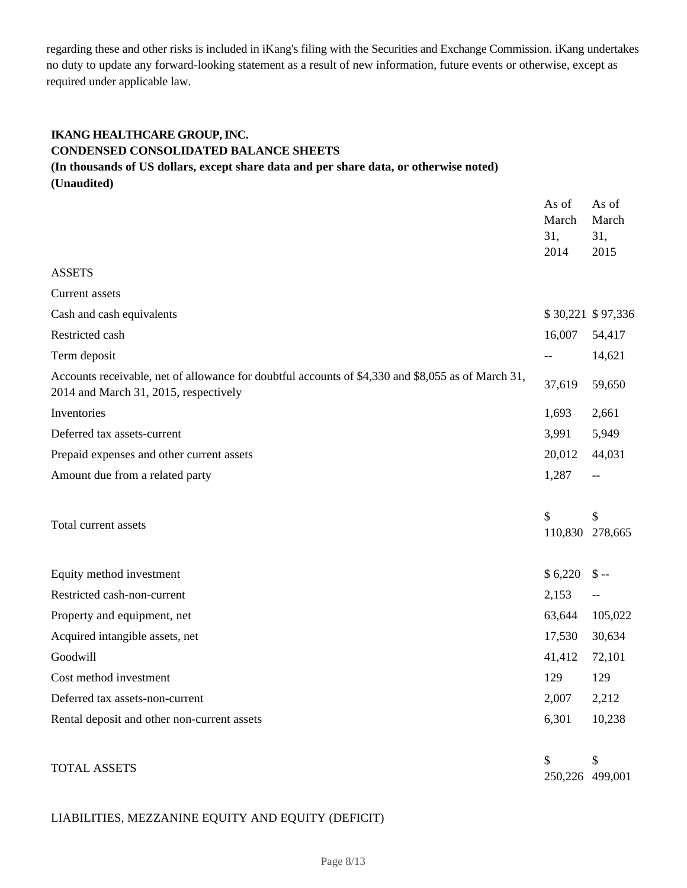regarding these and other risks is included in iKang's filing with the Securities and Exchange Commission. iKang undertakes no duty to update any forward-looking statement as a result of new information, future events or otherwise, except as required under applicable law.

**IKANG HEALTHCARE GROUP, INC.**
**CONDENSED CONSOLIDATED BALANCE SHEETS**
**(In thousands of US dollars, except share data and per share data, or otherwise noted)**
**(Unaudited)**

| | As of March 31, 2014 | As of March 31, 2015 |
|---|---|---|
| ASSETS | | |
| Current assets | | |
| Cash and cash equivalents | $ 30,221 | $ 97,336 |
| Restricted cash | 16,007 | 54,417 |
| Term deposit | -- | 14,621 |
| Accounts receivable, net of allowance for doubtful accounts of $4,330 and $8,055 as of March 31, 2014 and March 31, 2015, respectively | 37,619 | 59,650 |
| Inventories | 1,693 | 2,661 |
| Deferred tax assets-current | 3,991 | 5,949 |
| Prepaid expenses and other current assets | 20,012 | 44,031 |
| Amount due from a related party | 1,287 | -- |
| Total current assets | $ 110,830 | $ 278,665 |
| Equity method investment | $ 6,220 | $ -- |
| Restricted cash-non-current | 2,153 | -- |
| Property and equipment, net | 63,644 | 105,022 |
| Acquired intangible assets, net | 17,530 | 30,634 |
| Goodwill | 41,412 | 72,101 |
| Cost method investment | 129 | 129 |
| Deferred tax assets-non-current | 2,007 | 2,212 |
| Rental deposit and other non-current assets | 6,301 | 10,238 |
| TOTAL ASSETS | $ 250,226 | $ 499,001 |

LIABILITIES, MEZZANINE EQUITY AND EQUITY (DEFICIT)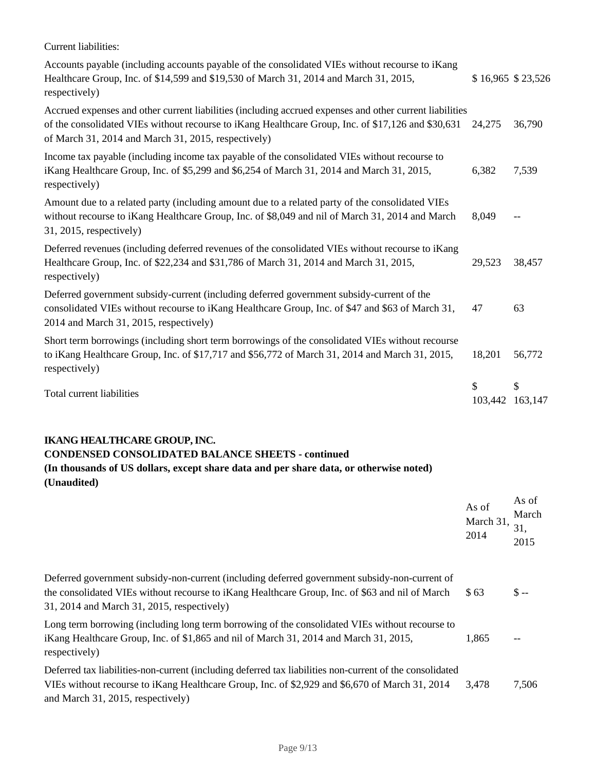| | | |
|---|---|---|
| Current liabilities: | | |
| Accounts payable (including accounts payable of the consolidated VIEs without recourse to iKang Healthcare Group, Inc. of $14,599 and $19,530 of March 31, 2014 and March 31, 2015, respectively) | $ 16,965 | $ 23,526 |
| Accrued expenses and other current liabilities (including accrued expenses and other current liabilities of the consolidated VIEs without recourse to iKang Healthcare Group, Inc. of $17,126 and $30,631 of March 31, 2014 and March 31, 2015, respectively) | 24,275 | 36,790 |
| Income tax payable (including income tax payable of the consolidated VIEs without recourse to iKang Healthcare Group, Inc. of $5,299 and $6,254 of March 31, 2014 and March 31, 2015, respectively) | 6,382 | 7,539 |
| Amount due to a related party (including amount due to a related party of the consolidated VIEs without recourse to iKang Healthcare Group, Inc. of $8,049 and nil of March 31, 2014 and March 31, 2015, respectively) | 8,049 | -- |
| Deferred revenues (including deferred revenues of the consolidated VIEs without recourse to iKang Healthcare Group, Inc. of $22,234 and $31,786 of March 31, 2014 and March 31, 2015, respectively) | 29,523 | 38,457 |
| Deferred government subsidy-current (including deferred government subsidy-current of the consolidated VIEs without recourse to iKang Healthcare Group, Inc. of $47 and $63 of March 31, 2014 and March 31, 2015, respectively) | 47 | 63 |
| Short term borrowings (including short term borrowings of the consolidated VIEs without recourse to iKang Healthcare Group, Inc. of $17,717 and $56,772 of March 31, 2014 and March 31, 2015, respectively) | 18,201 | 56,772 |
| Total current liabilities | $ 103,442 | $ 163,147 |

**IKANG HEALTHCARE GROUP, INC.**
**CONDENSED CONSOLIDATED BALANCE SHEETS - continued**
**(In thousands of US dollars, except share data and per share data, or otherwise noted)**
**(Unaudited)**

| | As of March 31, 2014 | As of March 31, 2015 |
|---|---|---|
| Deferred government subsidy-non-current (including deferred government subsidy-non-current of the consolidated VIEs without recourse to iKang Healthcare Group, Inc. of $63 and nil of March 31, 2014 and March 31, 2015, respectively) | $ 63 | $ -- |
| Long term borrowing (including long term borrowing of the consolidated VIEs without recourse to iKang Healthcare Group, Inc. of $1,865 and nil of March 31, 2014 and March 31, 2015, respectively) | 1,865 | -- |
| Deferred tax liabilities-non-current (including deferred tax liabilities non-current of the consolidated VIEs without recourse to iKang Healthcare Group, Inc. of $2,929 and $6,670 of March 31, 2014 and March 31, 2015, respectively) | 3,478 | 7,506 |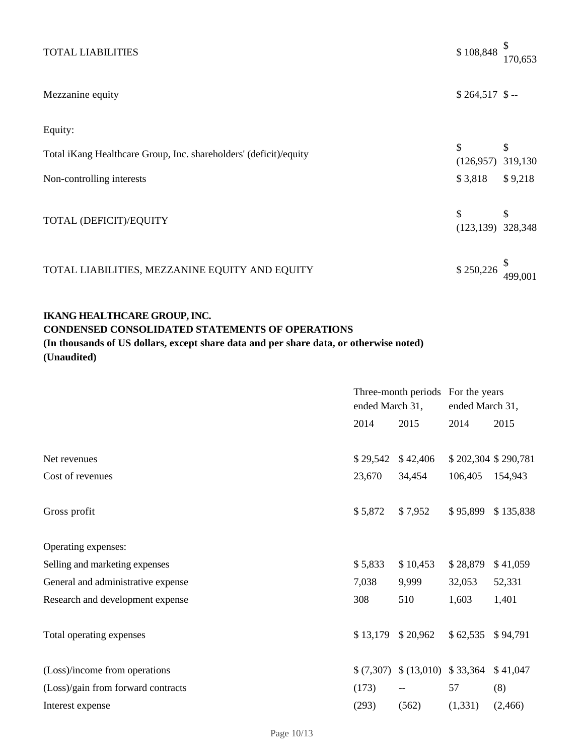| | | |
|---|---|---|
| TOTAL LIABILITIES | $ 108,848 | $ 170,653 |
| Mezzanine equity | $ 264,517 | $ -- |
| Equity: | | |
| Total iKang Healthcare Group, Inc. shareholders' (deficit)/equity | $ (126,957) | $ 319,130 |
| Non-controlling interests | $ 3,818 | $ 9,218 |
| TOTAL (DEFICIT)/EQUITY | $ (123,139) | $ 328,348 |
| TOTAL LIABILITIES, MEZZANINE EQUITY AND EQUITY | $ 250,226 | $ 499,001 |

**IKANG HEALTHCARE GROUP, INC.**
**CONDENSED CONSOLIDATED STATEMENTS OF OPERATIONS**
**(In thousands of US dollars, except share data and per share data, or otherwise noted)**
**(Unaudited)**

| | Three-month periods ended March 31, | | For the years ended March 31, | |
|---|---|---|---|---|
| | 2014 | 2015 | 2014 | 2015 |
| Net revenues | $ 29,542 | $ 42,406 | $ 202,304 | $ 290,781 |
| Cost of revenues | 23,670 | 34,454 | 106,405 | 154,943 |
| Gross profit | $ 5,872 | $ 7,952 | $ 95,899 | $ 135,838 |
| Operating expenses: | | | | |
| Selling and marketing expenses | $ 5,833 | $ 10,453 | $ 28,879 | $ 41,059 |
| General and administrative expense | 7,038 | 9,999 | 32,053 | 52,331 |
| Research and development expense | 308 | 510 | 1,603 | 1,401 |
| Total operating expenses | $ 13,179 | $ 20,962 | $ 62,535 | $ 94,791 |
| (Loss)/income from operations | $ (7,307) | $ (13,010) | $ 33,364 | $ 41,047 |
| (Loss)/gain from forward contracts | (173) | -- | 57 | (8) |
| Interest expense | (293) | (562) | (1,331) | (2,466) |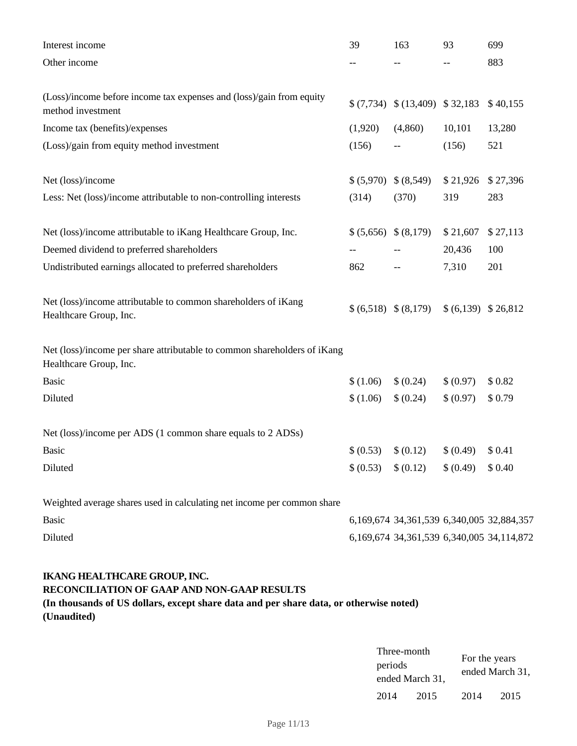| | | | | |
|---|---|---|---|---|
| Interest income | 39 | 163 | 93 | 699 |
| Other income | -- | -- | -- | 883 |
| (Loss)/income before income tax expenses and (loss)/gain from equity method investment | $ (7,734) | $ (13,409) | $ 32,183 | $ 40,155 |
| Income tax (benefits)/expenses | (1,920) | (4,860) | 10,101 | 13,280 |
| (Loss)/gain from equity method investment | (156) | -- | (156) | 521 |
| Net (loss)/income | $ (5,970) | $ (8,549) | $ 21,926 | $ 27,396 |
| Less: Net (loss)/income attributable to non-controlling interests | (314) | (370) | 319 | 283 |
| Net (loss)/income attributable to iKang Healthcare Group, Inc. | $ (5,656) | $ (8,179) | $ 21,607 | $ 27,113 |
| Deemed dividend to preferred shareholders | -- | -- | 20,436 | 100 |
| Undistributed earnings allocated to preferred shareholders | 862 | -- | 7,310 | 201 |
| Net (loss)/income attributable to common shareholders of iKang Healthcare Group, Inc. | $ (6,518) | $ (8,179) | $ (6,139) | $ 26,812 |
| Net (loss)/income per share attributable to common shareholders of iKang Healthcare Group, Inc. | | | | |
| Basic | $ (1.06) | $ (0.24) | $ (0.97) | $ 0.82 |
| Diluted | $ (1.06) | $ (0.24) | $ (0.97) | $ 0.79 |
| Net (loss)/income per ADS (1 common share equals to 2 ADSs) | | | | |
| Basic | $ (0.53) | $ (0.12) | $ (0.49) | $ 0.41 |
| Diluted | $ (0.53) | $ (0.12) | $ (0.49) | $ 0.40 |
| Weighted average shares used in calculating net income per common share | | | | |
| Basic | 6,169,674 | 34,361,539 | 6,340,005 | 32,884,357 |
| Diluted | 6,169,674 | 34,361,539 | 6,340,005 | 34,114,872 |

**IKANG HEALTHCARE GROUP, INC.**
**RECONCILIATION OF GAAP AND NON-GAAP RESULTS**
**(In thousands of US dollars, except share data and per share data, or otherwise noted)**
**(Unaudited)**

| | Three-month periods ended March 31, | | For the years ended March 31, | |
|---|---|---|---|---|
| | 2014 | 2015 | 2014 | 2015 |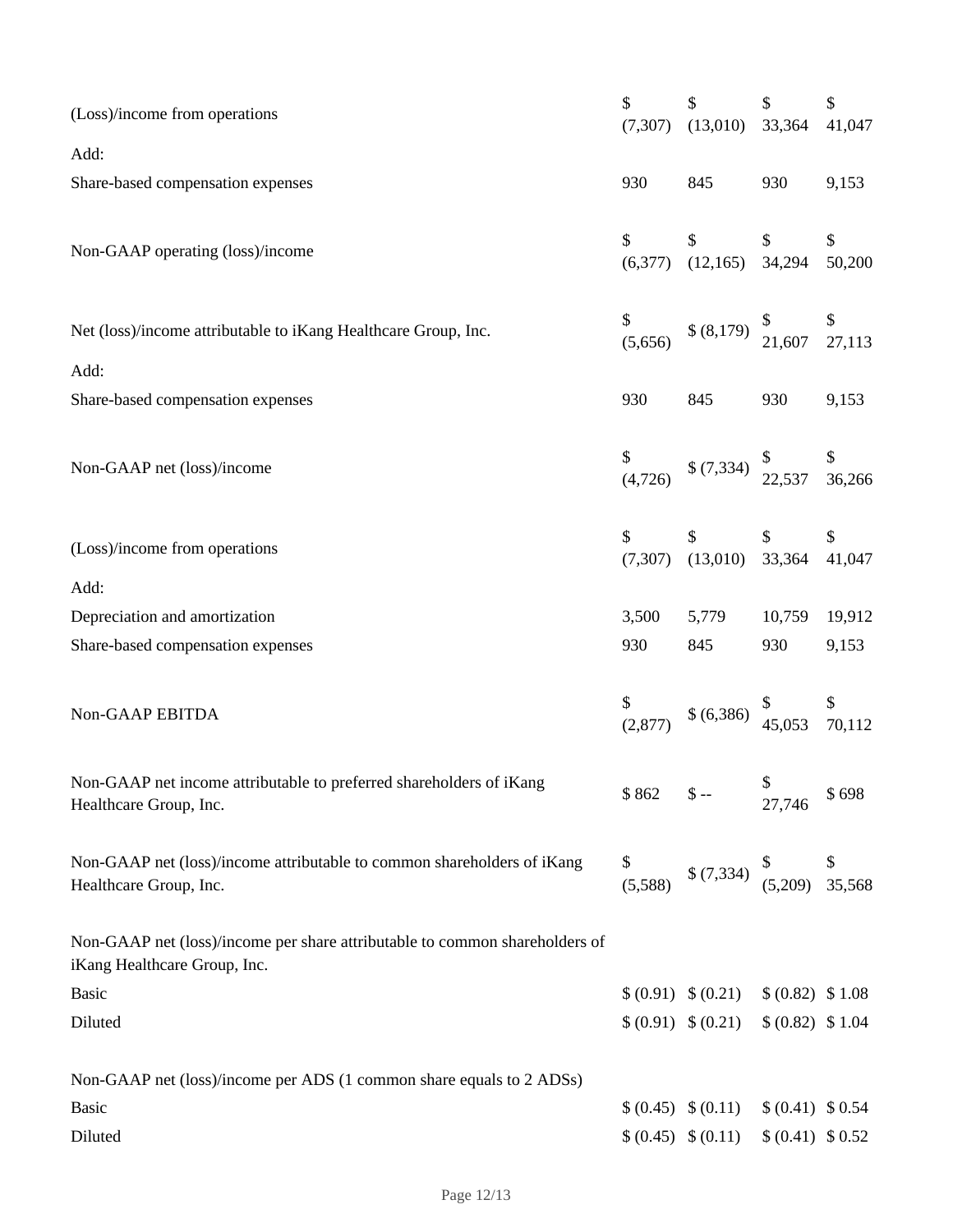| | | | | |
|---|---|---|---|---|
| (Loss)/income from operations | $ (7,307) | $ (13,010) | $ 33,364 | $ 41,047 |
| Add: | | | | |
| Share-based compensation expenses | 930 | 845 | 930 | 9,153 |
| Non-GAAP operating (loss)/income | $ (6,377) | $ (12,165) | $ 34,294 | $ 50,200 |
| Net (loss)/income attributable to iKang Healthcare Group, Inc. | $ (5,656) | $ (8,179) | $ 21,607 | $ 27,113 |
| Add: | | | | |
| Share-based compensation expenses | 930 | 845 | 930 | 9,153 |
| Non-GAAP net (loss)/income | $ (4,726) | $ (7,334) | $ 22,537 | $ 36,266 |
| (Loss)/income from operations | $ (7,307) | $ (13,010) | $ 33,364 | $ 41,047 |
| Add: | | | | |
| Depreciation and amortization | 3,500 | 5,779 | 10,759 | 19,912 |
| Share-based compensation expenses | 930 | 845 | 930 | 9,153 |
| Non-GAAP EBITDA | $ (2,877) | $ (6,386) | $ 45,053 | $ 70,112 |
| Non-GAAP net income attributable to preferred shareholders of iKang Healthcare Group, Inc. | $ 862 | $ -- | $ 27,746 | $ 698 |
| Non-GAAP net (loss)/income attributable to common shareholders of iKang Healthcare Group, Inc. | $ (5,588) | $ (7,334) | $ (5,209) | $ 35,568 |
| Non-GAAP net (loss)/income per share attributable to common shareholders of iKang Healthcare Group, Inc. | | | | |
| Basic | $ (0.91) | $ (0.21) | $ (0.82) | $ 1.08 |
| Diluted | $ (0.91) | $ (0.21) | $ (0.82) | $ 1.04 |
| Non-GAAP net (loss)/income per ADS (1 common share equals to 2 ADSs) | | | | |
| Basic | $ (0.45) | $ (0.11) | $ (0.41) | $ 0.54 |
| Diluted | $ (0.45) | $ (0.11) | $ (0.41) | $ 0.52 |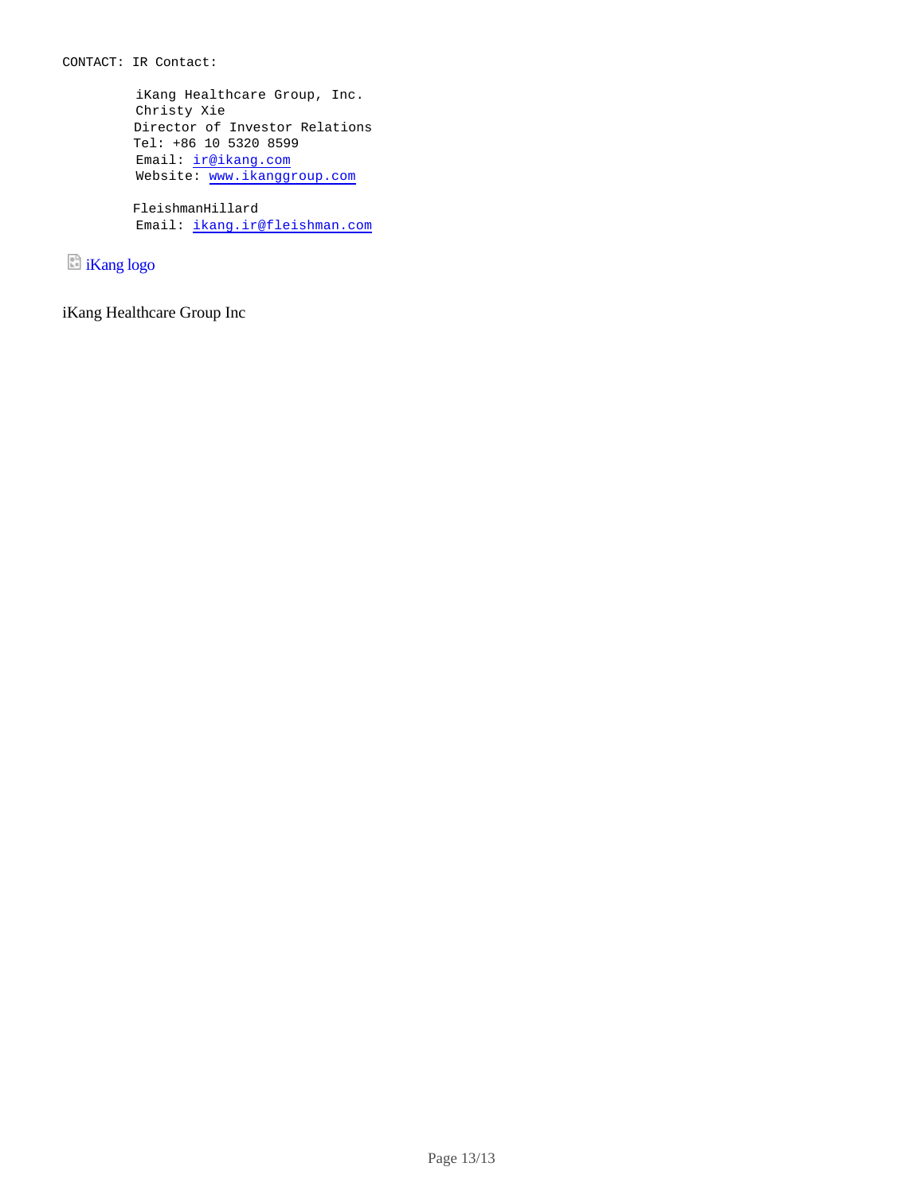```
CONTACT: IR Contact:

         iKang Healthcare Group, Inc.
         Christy Xie
         Director of Investor Relations
         Tel: +86 10 5320 8599
         Email: ir@ikang.com
         Website: www.ikanggroup.com

         FleishmanHillard
         Email: ikang.ir@fleishman.com
```

iKang logo

iKang Healthcare Group Inc